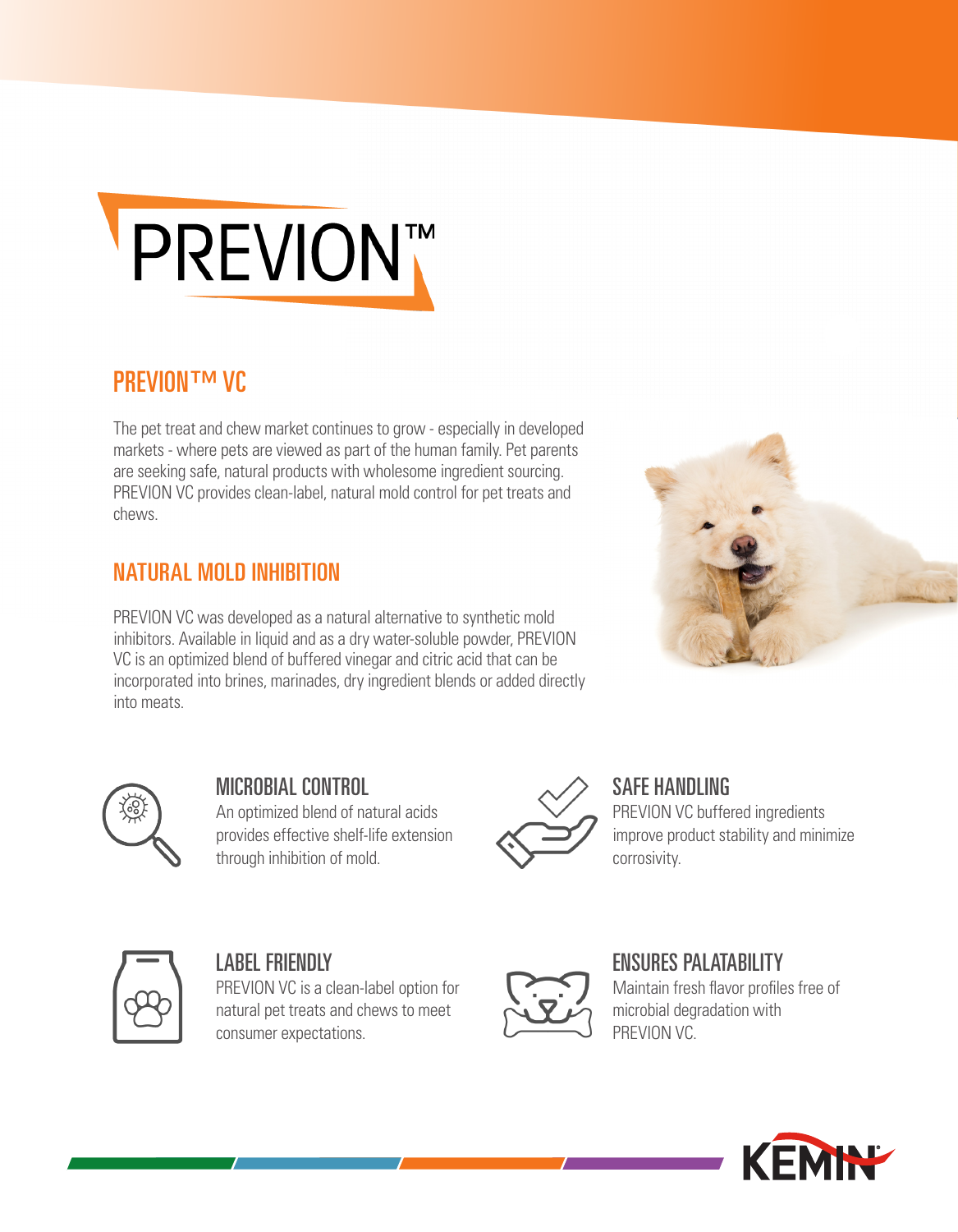# PREVION™

## PREVION™ VC

The pet treat and chew market continues to grow - especially in developed markets - where pets are viewed as part of the human family. Pet parents are seeking safe, natural products with wholesome ingredient sourcing. PREVION VC provides clean-label, natural mold control for pet treats and chews.

## NATURAL MOLD INHIBITION

PREVION VC was developed as a natural alternative to synthetic mold inhibitors. Available in liquid and as a dry water-soluble powder, PREVION VC is an optimized blend of buffered vinegar and citric acid that can be incorporated into brines, marinades, dry ingredient blends or added directly into meats.

### MICROBIAL CONTROL

An optimized blend of natural acids provides effective shelf-life extension through inhibition of mold.

### SAFE HANDLING

PREVION VC buffered ingredients improve product stability and minimize corrosivity.

### LABEL FRIENDLY

PREVION VC is a clean-label option for natural pet treats and chews to meet consumer expectations.

### ENSURES PALATABILITY

Maintain fresh flavor profiles free of microbial degradation with PREVION VC.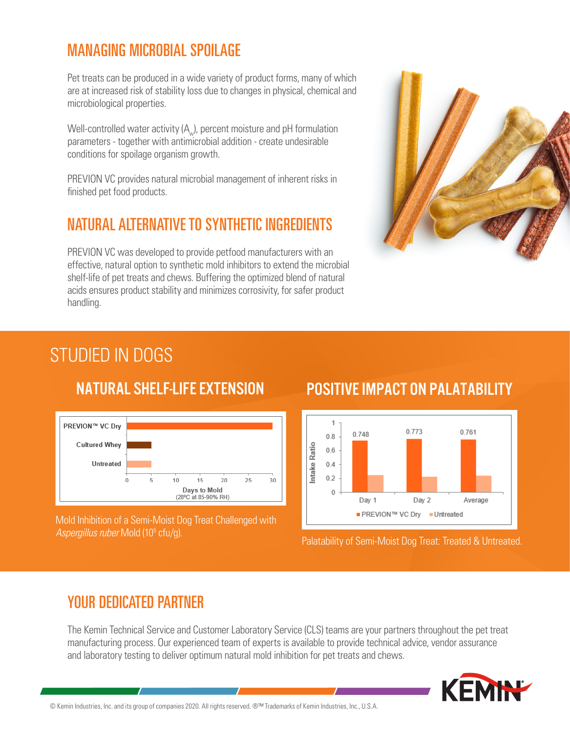## MANAGING MICROBIAL SPOILAGE

Pet treats can be produced in a wide variety of product forms, many of which are at increased risk of stability loss due to changes in physical, chemical and microbiological properties.

Well-controlled water activity ($A_w$), percent moisture and pH formulation parameters - together with antimicrobial addition - create undesirable conditions for spoilage organism growth.

PREVION VC provides natural microbial management of inherent risks in finished pet food products.

## NATURAL ALTERNATIVE TO SYNTHETIC INGREDIENTS

PREVION VC was developed to provide petfood manufacturers with an effective, natural option to synthetic mold inhibitors to extend the microbial shelf-life of pet treats and chews. Buffering the optimized blend of natural acids ensures product stability and minimizes corrosivity, for safer product handling.

# STUDIED IN DOGS

## NATURAL SHELF-LIFE EXTENSION

PREVION™ VC Dry
Cultured Whey
Untreated
0 5 10 15 20 25 30
Days to Mold
(28ºC at 85-90% RH)

Mold Inhibition of a Semi-Moist Dog Treat Challenged with *Aspergillus ruber* Mold ($10^5$ cfu/g).

## POSITIVE IMPACT ON PALATABILITY

Intake Ratio
1
0.8
0.6
0.4
0.2
0
0.748
0.773
0.761
Day 1
Day 2
Average
PREVION™ VC Dry
Untreated

Palatability of Semi-Moist Dog Treat: Treated & Untreated.

## YOUR DEDICATED PARTNER

The Kemin Technical Service and Customer Laboratory Service (CLS) teams are your partners throughout the pet treat manufacturing process. Our experienced team of experts is available to provide technical advice, vendor assurance and laboratory testing to deliver optimum natural mold inhibition for pet treats and chews.

KEMIN

© Kemin Industries, Inc. and its group of companies 2020. All rights reserved. ®™ Trademarks of Kemin Industries, Inc., U.S.A.